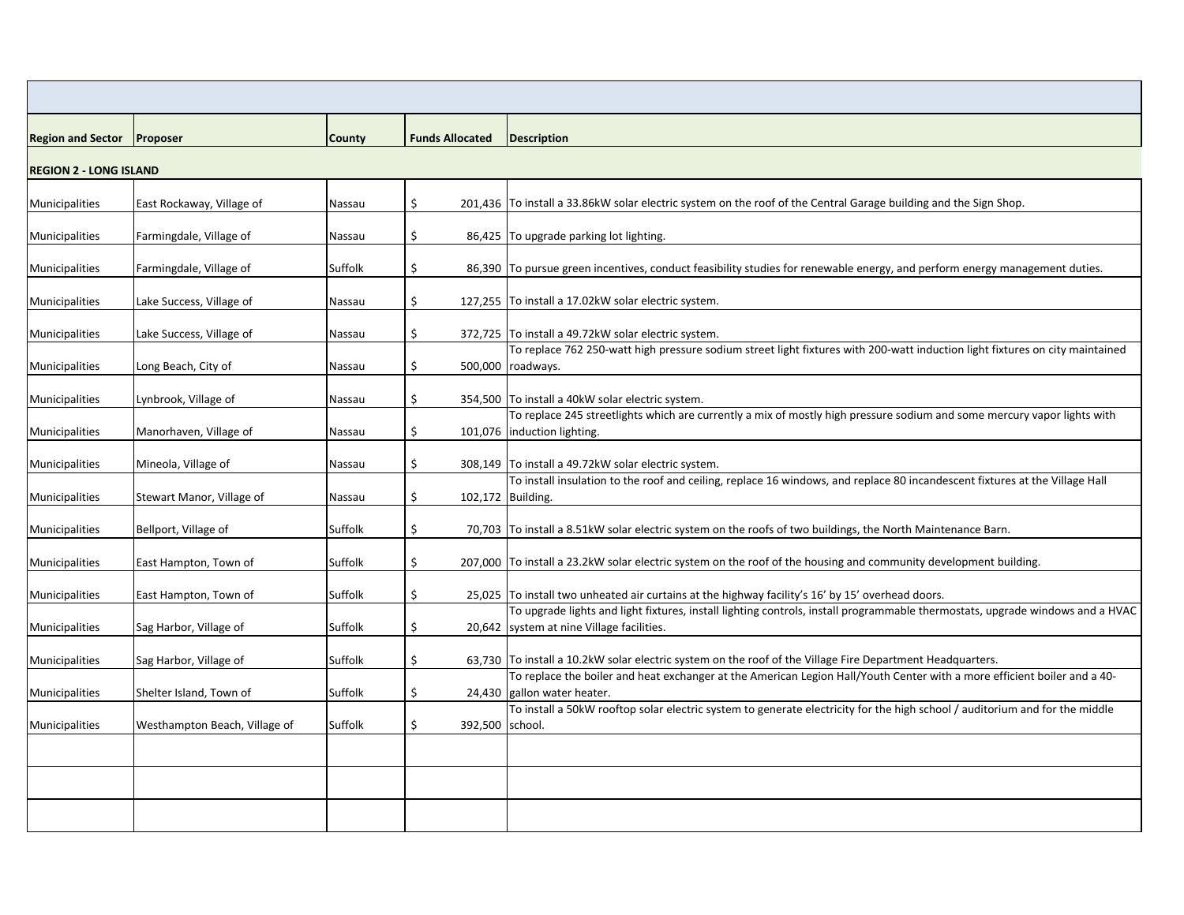| Region and Sector | Proposer | County | Funds Allocated | Description |
|---|---|---|---|---|
| **REGION 2 - LONG ISLAND** | | | | |
| Municipalities | East Rockaway, Village of | Nassau | $ 201,436 | To install a 33.86kW solar electric system on the roof of the Central Garage building and the Sign Shop. |
| Municipalities | Farmingdale, Village of | Nassau | $ 86,425 | To upgrade parking lot lighting. |
| Municipalities | Farmingdale, Village of | Suffolk | $ 86,390 | To pursue green incentives, conduct feasibility studies for renewable energy, and perform energy management duties. |
| Municipalities | Lake Success, Village of | Nassau | $ 127,255 | To install a 17.02kW solar electric system. |
| Municipalities | Lake Success, Village of | Nassau | $ 372,725 | To install a 49.72kW solar electric system. |
| Municipalities | Long Beach, City of | Nassau | $ 500,000 | To replace 762 250-watt high pressure sodium street light fixtures with 200-watt induction light fixtures on city maintained roadways. |
| Municipalities | Lynbrook, Village of | Nassau | $ 354,500 | To install a 40kW solar electric system. |
| Municipalities | Manorhaven, Village of | Nassau | $ 101,076 | To replace 245 streetlights which are currently a mix of mostly high pressure sodium and some mercury vapor lights with induction lighting. |
| Municipalities | Mineola, Village of | Nassau | $ 308,149 | To install a 49.72kW solar electric system. |
| Municipalities | Stewart Manor, Village of | Nassau | $ 102,172 | To install insulation to the roof and ceiling, replace 16 windows, and replace 80 incandescent fixtures at the Village Hall Building. |
| Municipalities | Bellport, Village of | Suffolk | $ 70,703 | To install a 8.51kW solar electric system on the roofs of two buildings, the North Maintenance Barn. |
| Municipalities | East Hampton, Town of | Suffolk | $ 207,000 | To install a 23.2kW solar electric system on the roof of the housing and community development building. |
| Municipalities | East Hampton, Town of | Suffolk | $ 25,025 | To install two unheated air curtains at the highway facility's 16' by 15' overhead doors. |
| Municipalities | Sag Harbor, Village of | Suffolk | $ 20,642 | To upgrade lights and light fixtures, install lighting controls, install programmable thermostats, upgrade windows and a HVAC system at nine Village facilities. |
| Municipalities | Sag Harbor, Village of | Suffolk | $ 63,730 | To install a 10.2kW solar electric system on the roof of the Village Fire Department Headquarters. |
| Municipalities | Shelter Island, Town of | Suffolk | $ 24,430 | To replace the boiler and heat exchanger at the American Legion Hall/Youth Center with a more efficient boiler and a 40-gallon water heater. |
| Municipalities | Westhampton Beach, Village of | Suffolk | $ 392,500 | To install a 50kW rooftop solar electric system to generate electricity for the high school / auditorium and for the middle school. |
| | | | | |
| | | | | |
| | | | | |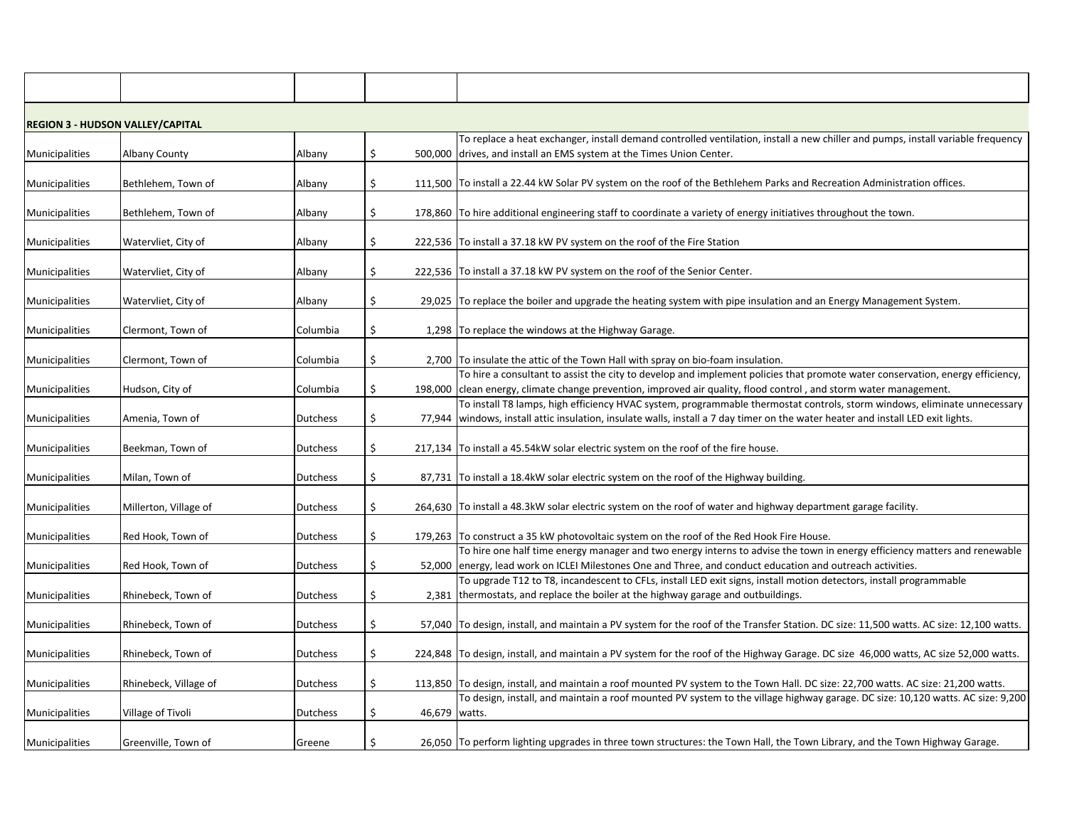| | | | | |
|---|---|---|---|---|
| **REGION 3 - HUDSON VALLEY/CAPITAL** | | | | |
| Municipalities | Albany County | Albany | $ 500,000 | To replace a heat exchanger, install demand controlled ventilation, install a new chiller and pumps, install variable frequency drives, and install an EMS system at the Times Union Center. |
| Municipalities | Bethlehem, Town of | Albany | $ 111,500 | To install a 22.44 kW Solar PV system on the roof of the Bethlehem Parks and Recreation Administration offices. |
| Municipalities | Bethlehem, Town of | Albany | $ 178,860 | To hire additional engineering staff to coordinate a variety of energy initiatives throughout the town. |
| Municipalities | Watervliet, City of | Albany | $ 222,536 | To install a 37.18 kW PV system on the roof of the Fire Station |
| Municipalities | Watervliet, City of | Albany | $ 222,536 | To install a 37.18 kW PV system on the roof of the Senior Center. |
| Municipalities | Watervliet, City of | Albany | $ 29,025 | To replace the boiler and upgrade the heating system with pipe insulation and an Energy Management System. |
| Municipalities | Clermont, Town of | Columbia | $ 1,298 | To replace the windows at the Highway Garage. |
| Municipalities | Clermont, Town of | Columbia | $ 2,700 | To insulate the attic of the Town Hall with spray on bio-foam insulation. |
| Municipalities | Hudson, City of | Columbia | $ 198,000 | To hire a consultant to assist the city to develop and implement policies that promote water conservation, energy efficiency, clean energy, climate change prevention, improved air quality, flood control , and storm water management. |
| Municipalities | Amenia, Town of | Dutchess | $ 77,944 | To install T8 lamps, high efficiency HVAC system, programmable thermostat controls, storm windows, eliminate unnecessary windows, install attic insulation, insulate walls, install a 7 day timer on the water heater and install LED exit lights. |
| Municipalities | Beekman, Town of | Dutchess | $ 217,134 | To install a 45.54kW solar electric system on the roof of the fire house. |
| Municipalities | Milan, Town of | Dutchess | $ 87,731 | To install a 18.4kW solar electric system on the roof of the Highway building. |
| Municipalities | Millerton, Village of | Dutchess | $ 264,630 | To install a 48.3kW solar electric system on the roof of water and highway department garage facility. |
| Municipalities | Red Hook, Town of | Dutchess | $ 179,263 | To construct a 35 kW photovoltaic system on the roof of the Red Hook Fire House. |
| Municipalities | Red Hook, Town of | Dutchess | $ 52,000 | To hire one half time energy manager and two energy interns to advise the town in energy efficiency matters and renewable energy, lead work on ICLEI Milestones One and Three, and conduct education and outreach activities. |
| Municipalities | Rhinebeck, Town of | Dutchess | $ 2,381 | To upgrade T12 to T8, incandescent to CFLs, install LED exit signs, install motion detectors, install programmable thermostats, and replace the boiler at the highway garage and outbuildings. |
| Municipalities | Rhinebeck, Town of | Dutchess | $ 57,040 | To design, install, and maintain a PV system for the roof of the Transfer Station. DC size: 11,500 watts. AC size: 12,100 watts. |
| Municipalities | Rhinebeck, Town of | Dutchess | $ 224,848 | To design, install, and maintain a PV system for the roof of the Highway Garage. DC size 46,000 watts, AC size 52,000 watts. |
| Municipalities | Rhinebeck, Village of | Dutchess | $ 113,850 | To design, install, and maintain a roof mounted PV system to the Town Hall. DC size: 22,700 watts. AC size: 21,200 watts. |
| Municipalities | Village of Tivoli | Dutchess | $ 46,679 | To design, install, and maintain a roof mounted PV system to the village highway garage. DC size: 10,120 watts. AC size: 9,200 watts. |
| Municipalities | Greenville, Town of | Greene | $ 26,050 | To perform lighting upgrades in three town structures: the Town Hall, the Town Library, and the Town Highway Garage. |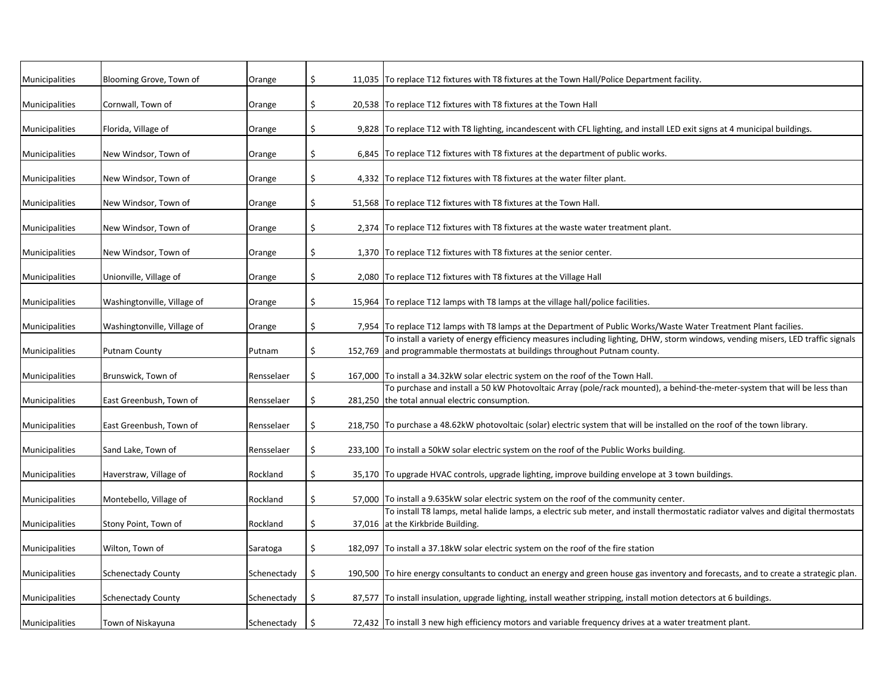| | | | | |
|---|---|---|---|---|
| Municipalities | Blooming Grove, Town of | Orange | $ 11,035 | To replace T12 fixtures with T8 fixtures at the Town Hall/Police Department facility. |
| Municipalities | Cornwall, Town of | Orange | $ 20,538 | To replace T12 fixtures with T8 fixtures at the Town Hall |
| Municipalities | Florida, Village of | Orange | $ 9,828 | To replace T12 with T8 lighting, incandescent with CFL lighting, and install LED exit signs at 4 municipal buildings. |
| Municipalities | New Windsor, Town of | Orange | $ 6,845 | To replace T12 fixtures with T8 fixtures at the department of public works. |
| Municipalities | New Windsor, Town of | Orange | $ 4,332 | To replace T12 fixtures with T8 fixtures at the water filter plant. |
| Municipalities | New Windsor, Town of | Orange | $ 51,568 | To replace T12 fixtures with T8 fixtures at the Town Hall. |
| Municipalities | New Windsor, Town of | Orange | $ 2,374 | To replace T12 fixtures with T8 fixtures at the waste water treatment plant. |
| Municipalities | New Windsor, Town of | Orange | $ 1,370 | To replace T12 fixtures with T8 fixtures at the senior center. |
| Municipalities | Unionville, Village of | Orange | $ 2,080 | To replace T12 fixtures with T8 fixtures at the Village Hall |
| Municipalities | Washingtonville, Village of | Orange | $ 15,964 | To replace T12 lamps with T8 lamps at the village hall/police facilities. |
| Municipalities | Washingtonville, Village of | Orange | $ 7,954 | To replace T12 lamps with T8 lamps at the Department of Public Works/Waste Water Treatment Plant facilies. |
| Municipalities | Putnam County | Putnam | $ 152,769 | To install a variety of energy efficiency measures including lighting, DHW, storm windows, vending misers, LED traffic signals and programmable thermostats at buildings throughout Putnam county. |
| Municipalities | Brunswick, Town of | Rensselaer | $ 167,000 | To install a 34.32kW solar electric system on the roof of the Town Hall. |
| Municipalities | East Greenbush, Town of | Rensselaer | $ 281,250 | To purchase and install a 50 kW Photovoltaic Array (pole/rack mounted), a behind-the-meter-system that will be less than the total annual electric consumption. |
| Municipalities | East Greenbush, Town of | Rensselaer | $ 218,750 | To purchase a 48.62kW photovoltaic (solar) electric system that will be installed on the roof of the town library. |
| Municipalities | Sand Lake, Town of | Rensselaer | $ 233,100 | To install a 50kW solar electric system on the roof of the Public Works building. |
| Municipalities | Haverstraw, Village of | Rockland | $ 35,170 | To upgrade HVAC controls, upgrade lighting, improve building envelope at 3 town buildings. |
| Municipalities | Montebello, Village of | Rockland | $ 57,000 | To install a 9.635kW solar electric system on the roof of the community center. |
| Municipalities | Stony Point, Town of | Rockland | $ 37,016 | To install T8 lamps, metal halide lamps, a electric sub meter, and install thermostatic radiator valves and digital thermostats at the Kirkbride Building. |
| Municipalities | Wilton, Town of | Saratoga | $ 182,097 | To install a 37.18kW solar electric system on the roof of the fire station |
| Municipalities | Schenectady County | Schenectady | $ 190,500 | To hire energy consultants to conduct an energy and green house gas inventory and forecasts, and to create a strategic plan. |
| Municipalities | Schenectady County | Schenectady | $ 87,577 | To install insulation, upgrade lighting, install weather stripping, install motion detectors at 6 buildings. |
| Municipalities | Town of Niskayuna | Schenectady | $ 72,432 | To install 3 new high efficiency motors and variable frequency drives at a water treatment plant. |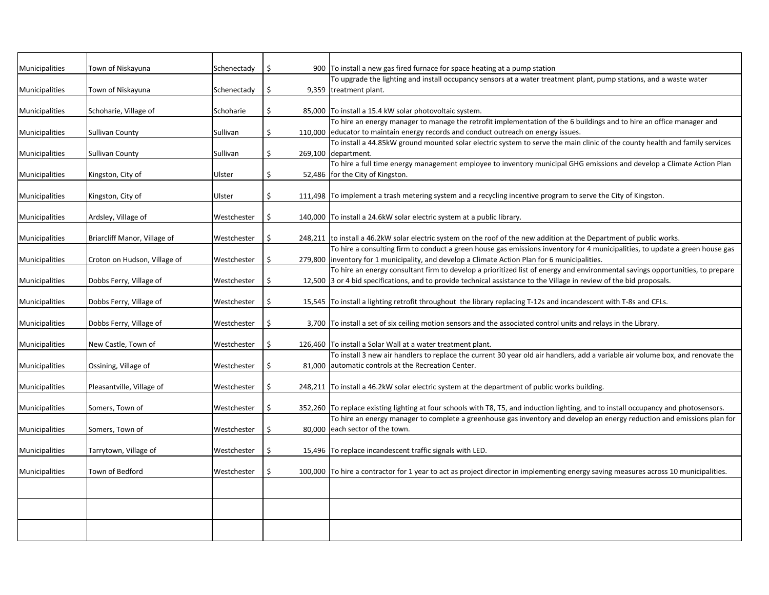| | | | | |
|---|---|---|---|---|
| Municipalities | Town of Niskayuna | Schenectady | $ 900 | To install a new gas fired furnace for space heating at a pump station |
| Municipalities | Town of Niskayuna | Schenectady | $ 9,359 | To upgrade the lighting and install occupancy sensors at a water treatment plant, pump stations, and a waste water treatment plant. |
| Municipalities | Schoharie, Village of | Schoharie | $ 85,000 | To install a 15.4 kW solar photovoltaic system. |
| Municipalities | Sullivan County | Sullivan | $ 110,000 | To hire an energy manager to manage the retrofit implementation of the 6 buildings and to hire an office manager and educator to maintain energy records and conduct outreach on energy issues. |
| Municipalities | Sullivan County | Sullivan | $ 269,100 | To install a 44.85kW ground mounted solar electric system to serve the main clinic of the county health and family services department. |
| Municipalities | Kingston, City of | Ulster | $ 52,486 | To hire a full time energy management employee to inventory municipal GHG emissions and develop a Climate Action Plan for the City of Kingston. |
| Municipalities | Kingston, City of | Ulster | $ 111,498 | To implement a trash metering system and a recycling incentive program to serve the City of Kingston. |
| Municipalities | Ardsley, Village of | Westchester | $ 140,000 | To install a 24.6kW solar electric system at a public library. |
| Municipalities | Briarcliff Manor, Village of | Westchester | $ 248,211 | to install a 46.2kW solar electric system on the roof of the new addition at the Department of public works. |
| Municipalities | Croton on Hudson, Village of | Westchester | $ 279,800 | To hire a consulting firm to conduct a green house gas emissions inventory for 4 municipalities, to update a green house gas inventory for 1 municipality, and develop a Climate Action Plan for 6 municipalities. |
| Municipalities | Dobbs Ferry, Village of | Westchester | $ 12,500 | To hire an energy consultant firm to develop a prioritized list of energy and environmental savings opportunities, to prepare 3 or 4 bid specifications, and to provide technical assistance to the Village in review of the bid proposals. |
| Municipalities | Dobbs Ferry, Village of | Westchester | $ 15,545 | To install a lighting retrofit throughout the library replacing T-12s and incandescent with T-8s and CFLs. |
| Municipalities | Dobbs Ferry, Village of | Westchester | $ 3,700 | To install a set of six ceiling motion sensors and the associated control units and relays in the Library. |
| Municipalities | New Castle, Town of | Westchester | $ 126,460 | To install a Solar Wall at a water treatment plant. |
| Municipalities | Ossining, Village of | Westchester | $ 81,000 | To install 3 new air handlers to replace the current 30 year old air handlers, add a variable air volume box, and renovate the automatic controls at the Recreation Center. |
| Municipalities | Pleasantville, Village of | Westchester | $ 248,211 | To install a 46.2kW solar electric system at the department of public works building. |
| Municipalities | Somers, Town of | Westchester | $ 352,260 | To replace existing lighting at four schools with T8, T5, and induction lighting, and to install occupancy and photosensors. |
| Municipalities | Somers, Town of | Westchester | $ 80,000 | To hire an energy manager to complete a greenhouse gas inventory and develop an energy reduction and emissions plan for each sector of the town. |
| Municipalities | Tarrytown, Village of | Westchester | $ 15,496 | To replace incandescent traffic signals with LED. |
| Municipalities | Town of Bedford | Westchester | $ 100,000 | To hire a contractor for 1 year to act as project director in implementing energy saving measures across 10 municipalities. |
| | | | | |
| | | | | |
| | | | | |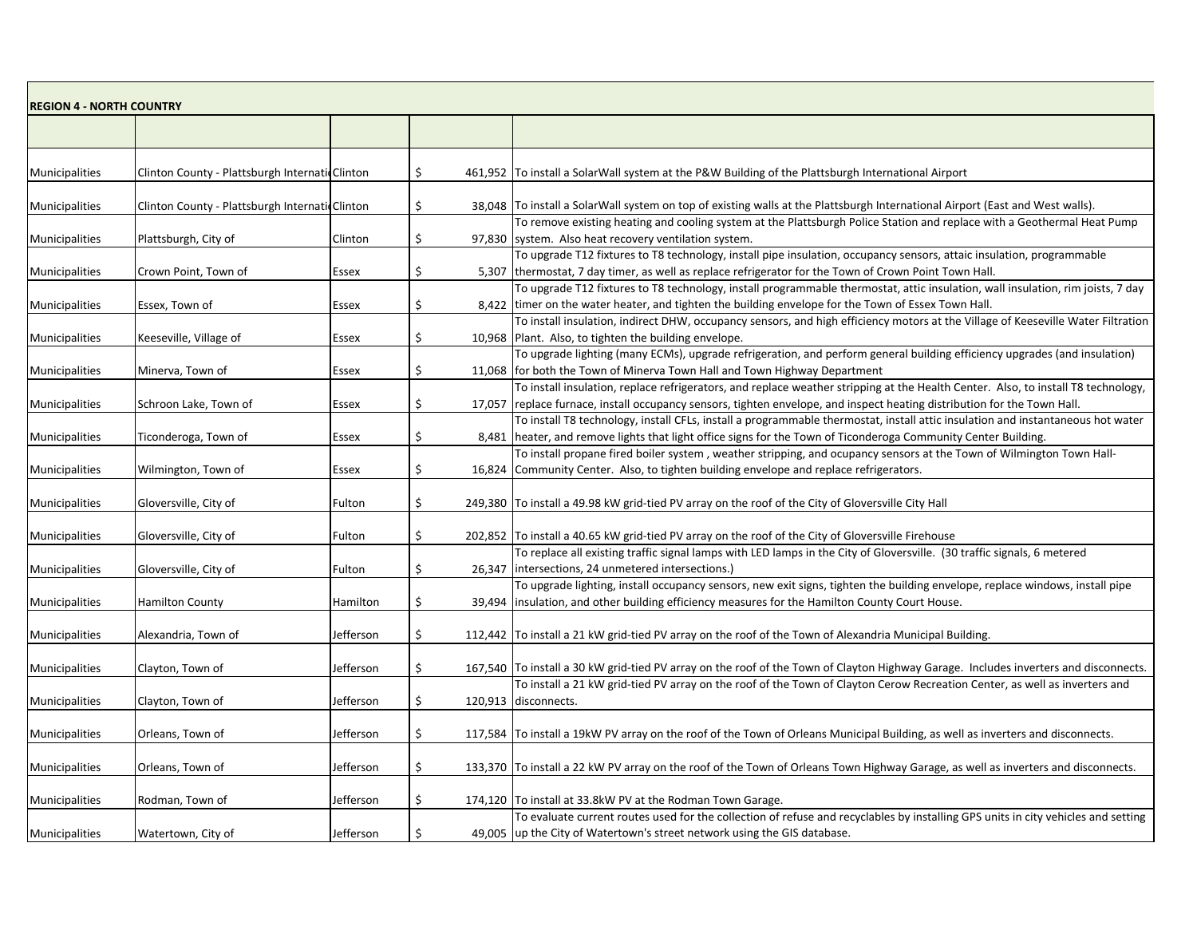**REGION 4 - NORTH COUNTRY**

| | | | | |
|---|---|---|---|---|
| Municipalities | Clinton County - Plattsburgh Internati | Clinton | $ 461,952 | To install a SolarWall system at the P&W Building of the Plattsburgh International Airport |
| Municipalities | Clinton County - Plattsburgh Internati | Clinton | $ 38,048 | To install a SolarWall system on top of existing walls at the Plattsburgh International Airport (East and West walls). |
| Municipalities | Plattsburgh, City of | Clinton | $ 97,830 | To remove existing heating and cooling system at the Plattsburgh Police Station and replace with a Geothermal Heat Pump system. Also heat recovery ventilation system. |
| Municipalities | Crown Point, Town of | Essex | $ 5,307 | To upgrade T12 fixtures to T8 technology, install pipe insulation, occupancy sensors, attaic insulation, programmable thermostat, 7 day timer, as well as replace refrigerator for the Town of Crown Point Town Hall. |
| Municipalities | Essex, Town of | Essex | $ 8,422 | To upgrade T12 fixtures to T8 technology, install programmable thermostat, attic insulation, wall insulation, rim joists, 7 day timer on the water heater, and tighten the building envelope for the Town of Essex Town Hall. |
| Municipalities | Keeseville, Village of | Essex | $ 10,968 | To install insulation, indirect DHW, occupancy sensors, and high efficiency motors at the Village of Keeseville Water Filtration Plant. Also, to tighten the building envelope. |
| Municipalities | Minerva, Town of | Essex | $ 11,068 | To upgrade lighting (many ECMs), upgrade refrigeration, and perform general building efficiency upgrades (and insulation) for both the Town of Minerva Town Hall and Town Highway Department |
| Municipalities | Schroon Lake, Town of | Essex | $ 17,057 | To install insulation, replace refrigerators, and replace weather stripping at the Health Center. Also, to install T8 technology, replace furnace, install occupancy sensors, tighten envelope, and inspect heating distribution for the Town Hall. |
| Municipalities | Ticonderoga, Town of | Essex | $ 8,481 | To install T8 technology, install CFLs, install a programmable thermostat, install attic insulation and instantaneous hot water heater, and remove lights that light office signs for the Town of Ticonderoga Community Center Building. |
| Municipalities | Wilmington, Town of | Essex | $ 16,824 | To install propane fired boiler system , weather stripping, and ocupancy sensors at the Town of Wilmington Town Hall-Community Center. Also, to tighten building envelope and replace refrigerators. |
| Municipalities | Gloversville, City of | Fulton | $ 249,380 | To install a 49.98 kW grid-tied PV array on the roof of the City of Gloversville City Hall |
| Municipalities | Gloversville, City of | Fulton | $ 202,852 | To install a 40.65 kW grid-tied PV array on the roof of the City of Gloversville Firehouse |
| Municipalities | Gloversville, City of | Fulton | $ 26,347 | To replace all existing traffic signal lamps with LED lamps in the City of Gloversville. (30 traffic signals, 6 metered intersections, 24 unmetered intersections.) |
| Municipalities | Hamilton County | Hamilton | $ 39,494 | To upgrade lighting, install occupancy sensors, new exit signs, tighten the building envelope, replace windows, install pipe insulation, and other building efficiency measures for the Hamilton County Court House. |
| Municipalities | Alexandria, Town of | Jefferson | $ 112,442 | To install a 21 kW grid-tied PV array on the roof of the Town of Alexandria Municipal Building. |
| Municipalities | Clayton, Town of | Jefferson | $ 167,540 | To install a 30 kW grid-tied PV array on the roof of the Town of Clayton Highway Garage. Includes inverters and disconnects. |
| Municipalities | Clayton, Town of | Jefferson | $ 120,913 | To install a 21 kW grid-tied PV array on the roof of the Town of Clayton Cerow Recreation Center, as well as inverters and disconnects. |
| Municipalities | Orleans, Town of | Jefferson | $ 117,584 | To install a 19kW PV array on the roof of the Town of Orleans Municipal Building, as well as inverters and disconnects. |
| Municipalities | Orleans, Town of | Jefferson | $ 133,370 | To install a 22 kW PV array on the roof of the Town of Orleans Town Highway Garage, as well as inverters and disconnects. |
| Municipalities | Rodman, Town of | Jefferson | $ 174,120 | To install at 33.8kW PV at the Rodman Town Garage. |
| Municipalities | Watertown, City of | Jefferson | $ 49,005 | To evaluate current routes used for the collection of refuse and recyclables by installing GPS units in city vehicles and setting up the City of Watertown's street network using the GIS database. |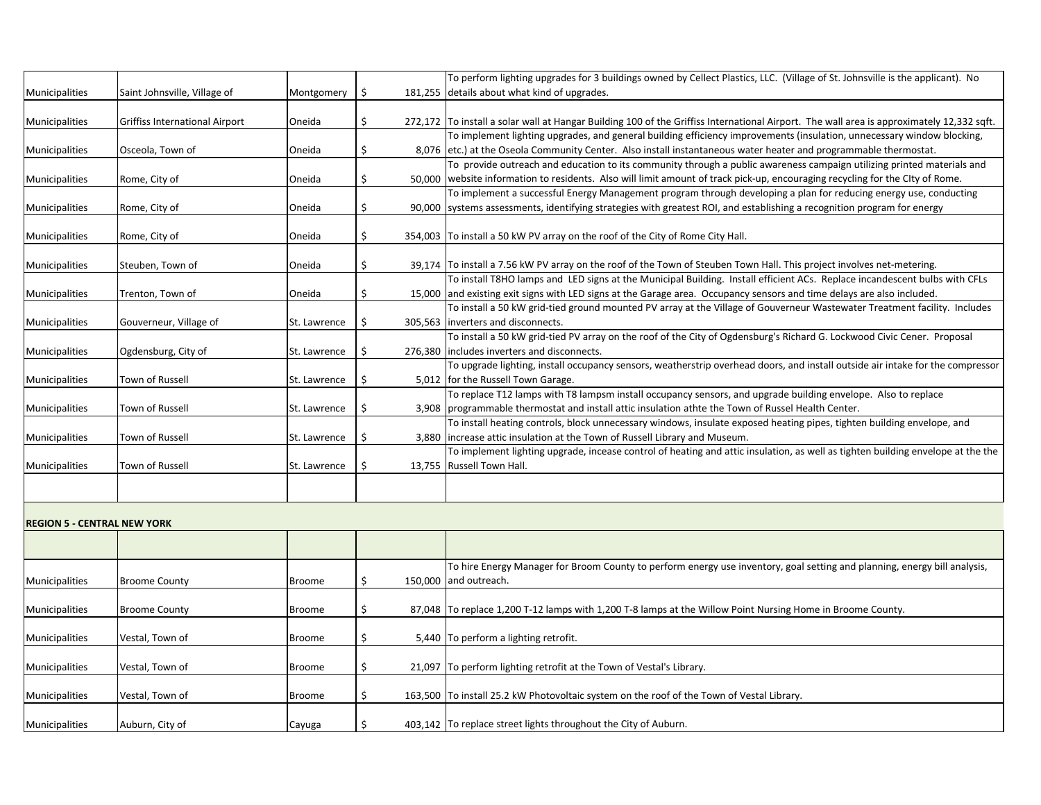| | | | | |
|---|---|---|---|---|
| Municipalities | Saint Johnsville, Village of | Montgomery | $ 181,255 | To perform lighting upgrades for 3 buildings owned by Cellect Plastics, LLC. (Village of St. Johnsville is the applicant). No details about what kind of upgrades. |
| Municipalities | Griffiss International Airport | Oneida | $ 272,172 | To install a solar wall at Hangar Building 100 of the Griffiss International Airport. The wall area is approximately 12,332 sqft. |
| Municipalities | Osceola, Town of | Oneida | $ 8,076 | To implement lighting upgrades, and general building efficiency improvements (insulation, unnecessary window blocking, etc.) at the Oseola Community Center. Also install instantaneous water heater and programmable thermostat. |
| Municipalities | Rome, City of | Oneida | $ 50,000 | To provide outreach and education to its community through a public awareness campaign utilizing printed materials and website information to residents. Also will limit amount of track pick-up, encouraging recycling for the CIty of Rome. |
| Municipalities | Rome, City of | Oneida | $ 90,000 | To implement a successful Energy Management program through developing a plan for reducing energy use, conducting systems assessments, identifying strategies with greatest ROI, and establishing a recognition program for energy |
| Municipalities | Rome, City of | Oneida | $ 354,003 | To install a 50 kW PV array on the roof of the City of Rome City Hall. |
| Municipalities | Steuben, Town of | Oneida | $ 39,174 | To install a 7.56 kW PV array on the roof of the Town of Steuben Town Hall. This project involves net-metering. |
| Municipalities | Trenton, Town of | Oneida | $ 15,000 | To install T8HO lamps and LED signs at the Municipal Building. Install efficient ACs. Replace incandescent bulbs with CFLs and existing exit signs with LED signs at the Garage area. Occupancy sensors and time delays are also included. |
| Municipalities | Gouverneur, Village of | St. Lawrence | $ 305,563 | To install a 50 kW grid-tied ground mounted PV array at the Village of Gouverneur Wastewater Treatment facility. Includes inverters and disconnects. |
| Municipalities | Ogdensburg, City of | St. Lawrence | $ 276,380 | To install a 50 kW grid-tied PV array on the roof of the City of Ogdensburg's Richard G. Lockwood Civic Cener. Proposal includes inverters and disconnects. |
| Municipalities | Town of Russell | St. Lawrence | $ 5,012 | To upgrade lighting, install occupancy sensors, weatherstrip overhead doors, and install outside air intake for the compressor for the Russell Town Garage. |
| Municipalities | Town of Russell | St. Lawrence | $ 3,908 | To replace T12 lamps with T8 lampsm install occupancy sensors, and upgrade building envelope. Also to replace programmable thermostat and install attic insulation athte the Town of Russel Health Center. |
| Municipalities | Town of Russell | St. Lawrence | $ 3,880 | To install heating controls, block unnecessary windows, insulate exposed heating pipes, tighten building envelope, and increase attic insulation at the Town of Russell Library and Museum. |
| Municipalities | Town of Russell | St. Lawrence | $ 13,755 | To implement lighting upgrade, incease control of heating and attic insulation, as well as tighten building envelope at the the Russell Town Hall. |
| | | | | |
| **REGION 5 - CENTRAL NEW YORK** | | | | |
| | | | | |
| Municipalities | Broome County | Broome | $ 150,000 | To hire Energy Manager for Broom County to perform energy use inventory, goal setting and planning, energy bill analysis, and outreach. |
| Municipalities | Broome County | Broome | $ 87,048 | To replace 1,200 T-12 lamps with 1,200 T-8 lamps at the Willow Point Nursing Home in Broome County. |
| Municipalities | Vestal, Town of | Broome | $ 5,440 | To perform a lighting retrofit. |
| Municipalities | Vestal, Town of | Broome | $ 21,097 | To perform lighting retrofit at the Town of Vestal's Library. |
| Municipalities | Vestal, Town of | Broome | $ 163,500 | To install 25.2 kW Photovoltaic system on the roof of the Town of Vestal Library. |
| Municipalities | Auburn, City of | Cayuga | $ 403,142 | To replace street lights throughout the City of Auburn. |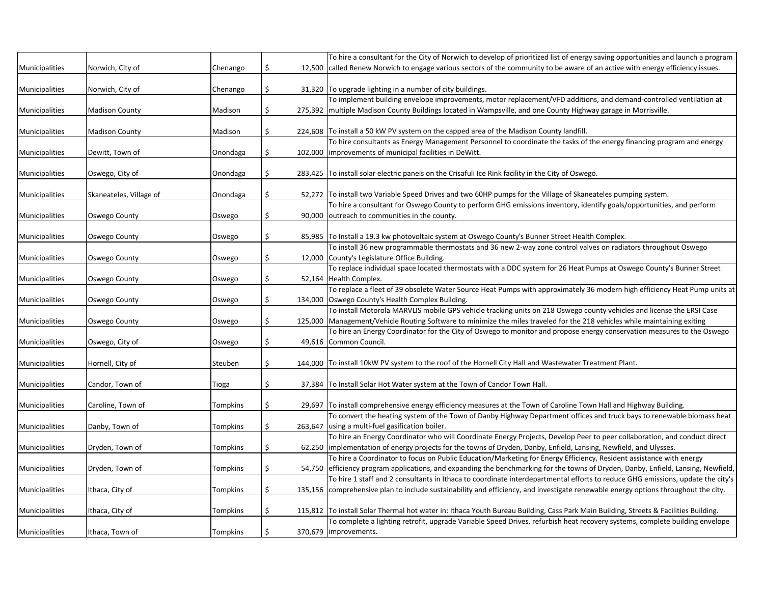| | | | | |
|---|---|---|---|---|
| Municipalities | Norwich, City of | Chenango | $ 12,500 | To hire a consultant for the City of Norwich to develop of prioritized list of energy saving opportunities and launch a program called Renew Norwich to engage various sectors of the community to be aware of an active with energy efficiency issues. |
| Municipalities | Norwich, City of | Chenango | $ 31,320 | To upgrade lighting in a number of city buildings. |
| Municipalities | Madison County | Madison | $ 275,392 | To implement building envelope improvements, motor replacement/VFD additions, and demand-controlled ventilation at multiple Madison County Buildings located in Wampsville, and one County Highway garage in Morrisville. |
| Municipalities | Madison County | Madison | $ 224,608 | To install a 50 kW PV system on the capped area of the Madison County landfill. |
| Municipalities | Dewitt, Town of | Onondaga | $ 102,000 | To hire consultants as Energy Management Personnel to coordinate the tasks of the energy financing program and energy improvements of municipal facilities in DeWitt. |
| Municipalities | Oswego, City of | Onondaga | $ 283,425 | To install solar electric panels on the Crisafuli Ice Rink facility in the City of Oswego. |
| Municipalities | Skaneateles, Village of | Onondaga | $ 52,272 | To install two Variable Speed Drives and two 60HP pumps for the Village of Skaneateles pumping system. |
| Municipalities | Oswego County | Oswego | $ 90,000 | To hire a consultant for Oswego County to perform GHG emissions inventory, identify goals/opportunities, and perform outreach to communities in the county. |
| Municipalities | Oswego County | Oswego | $ 85,985 | To Install a 19.3 kw photovoltaic system at Oswego County's Bunner Street Health Complex. |
| Municipalities | Oswego County | Oswego | $ 12,000 | To install 36 new programmable thermostats and 36 new 2-way zone control valves on radiators throughout Oswego County's Legislature Office Building. |
| Municipalities | Oswego County | Oswego | $ 52,164 | To replace individual space located thermostats with a DDC system for 26 Heat Pumps at Oswego County's Bunner Street Health Complex. |
| Municipalities | Oswego County | Oswego | $ 134,000 | To replace a fleet of 39 obsolete Water Source Heat Pumps with approximately 36 modern high efficiency Heat Pump units at Oswego County's Health Complex Building. |
| Municipalities | Oswego County | Oswego | $ 125,000 | To install Motorola MARVLIS mobile GPS vehicle tracking units on 218 Oswego county vehicles and license the ERSI Case Management/Vehicle Routing Software to minimize the miles traveled for the 218 vehicles while maintaining exiting |
| Municipalities | Oswego, City of | Oswego | $ 49,616 | To hire an Energy Coordinator for the City of Oswego to monitor and propose energy conservation measures to the Oswego Common Council. |
| Municipalities | Hornell, City of | Steuben | $ 144,000 | To install 10kW PV system to the roof of the Hornell City Hall and Wastewater Treatment Plant. |
| Municipalities | Candor, Town of | Tioga | $ 37,384 | To Install Solar Hot Water system at the Town of Candor Town Hall. |
| Municipalities | Caroline, Town of | Tompkins | $ 29,697 | To install comprehensive energy efficiency measures at the Town of Caroline Town Hall and Highway Building. |
| Municipalities | Danby, Town of | Tompkins | $ 263,647 | To convert the heating system of the Town of Danby Highway Department offices and truck bays to renewable biomass heat using a multi-fuel gasification boiler. |
| Municipalities | Dryden, Town of | Tompkins | $ 62,250 | To hire an Energy Coordinator who will Coordinate Energy Projects, Develop Peer to peer collaboration, and conduct direct implementation of energy projects for the towns of Dryden, Danby, Enfield, Lansing, Newfield, and Ulysses. |
| Municipalities | Dryden, Town of | Tompkins | $ 54,750 | To hire a Coordinator to focus on Public Education/Marketing for Energy Efficiency, Resident assistance with energy efficiency program applications, and expanding the benchmarking for the towns of Dryden, Danby, Enfield, Lansing, Newfield, |
| Municipalities | Ithaca, City of | Tompkins | $ 135,156 | To hire 1 staff and 2 consultants in Ithaca to coordinate interdepartmental efforts to reduce GHG emissions, update the city's comprehensive plan to include sustainability and efficiency, and investigate renewable energy options throughout the city. |
| Municipalities | Ithaca, City of | Tompkins | $ 115,812 | To install Solar Thermal hot water in: Ithaca Youth Bureau Building, Cass Park Main Building, Streets & Facilities Building. |
| Municipalities | Ithaca, Town of | Tompkins | $ 370,679 | To complete a lighting retrofit, upgrade Variable Speed Drives, refurbish heat recovery systems, complete building envelope improvements. |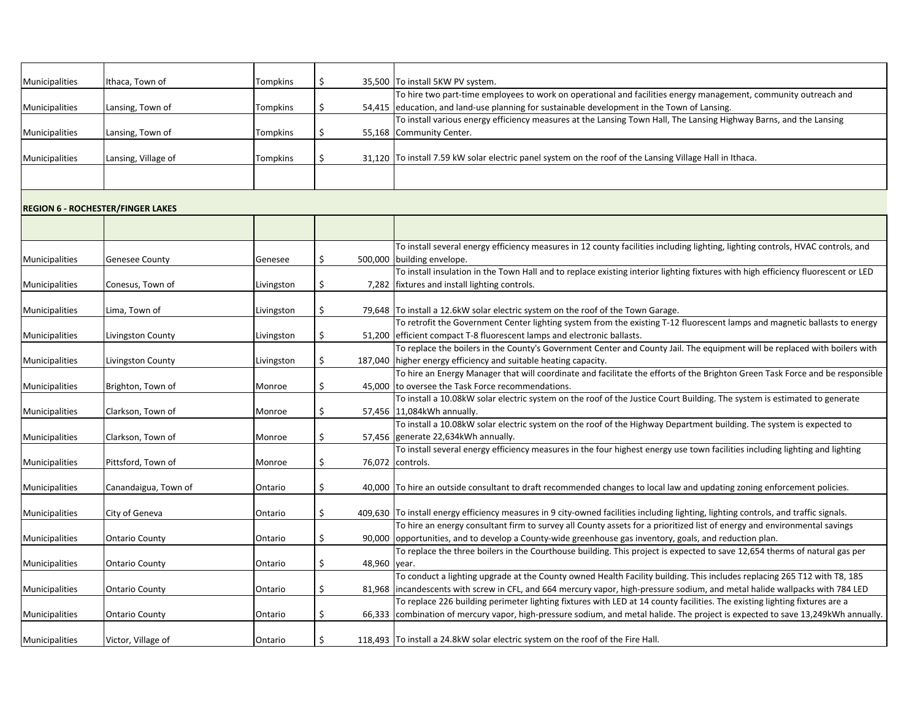| | | | | |
|---|---|---|---|---|
| Municipalities | Ithaca, Town of | Tompkins | $ 35,500 | To install 5KW PV system. |
| Municipalities | Lansing, Town of | Tompkins | $ 54,415 | To hire two part-time employees to work on operational and facilities energy management, community outreach and education, and land-use planning for sustainable development in the Town of Lansing. |
| Municipalities | Lansing, Town of | Tompkins | $ 55,168 | To install various energy efficiency measures at the Lansing Town Hall, The Lansing Highway Barns, and the Lansing Community Center. |
| Municipalities | Lansing, Village of | Tompkins | $ 31,120 | To install 7.59 kW solar electric panel system on the roof of the Lansing Village Hall in Ithaca. |
| | | | | |

**REGION 6 - ROCHESTER/FINGER LAKES**

| | | | | |
|---|---|---|---|---|
| Municipalities | Genesee County | Genesee | $ 500,000 | To install several energy efficiency measures in 12 county facilities including lighting, lighting controls, HVAC controls, and building envelope. |
| Municipalities | Conesus, Town of | Livingston | $ 7,282 | To install insulation in the Town Hall and to replace existing interior lighting fixtures with high efficiency fluorescent or LED fixtures and install lighting controls. |
| Municipalities | Lima, Town of | Livingston | $ 79,648 | To install a 12.6kW solar electric system on the roof of the Town Garage. |
| Municipalities | Livingston County | Livingston | $ 51,200 | To retrofit the Government Center lighting system from the existing T-12 fluorescent lamps and magnetic ballasts to energy efficient compact T-8 fluorescent lamps and electronic ballasts. |
| Municipalities | Livingston County | Livingston | $ 187,040 | To replace the boilers in the County's Government Center and County Jail. The equipment will be replaced with boilers with higher energy efficiency and suitable heating capacity. |
| Municipalities | Brighton, Town of | Monroe | $ 45,000 | To hire an Energy Manager that will coordinate and facilitate the efforts of the Brighton Green Task Force and be responsible to oversee the Task Force recommendations. |
| Municipalities | Clarkson, Town of | Monroe | $ 57,456 | To install a 10.08kW solar electric system on the roof of the Justice Court Building. The system is estimated to generate 11,084kWh annually. |
| Municipalities | Clarkson, Town of | Monroe | $ 57,456 | To install a 10.08kW solar electric system on the roof of the Highway Department building. The system is expected to generate 22,634kWh annually. |
| Municipalities | Pittsford, Town of | Monroe | $ 76,072 | To install several energy efficiency measures in the four highest energy use town facilities including lighting and lighting controls. |
| Municipalities | Canandaigua, Town of | Ontario | $ 40,000 | To hire an outside consultant to draft recommended changes to local law and updating zoning enforcement policies. |
| Municipalities | City of Geneva | Ontario | $ 409,630 | To install energy efficiency measures in 9 city-owned facilities including lighting, lighting controls, and traffic signals. |
| Municipalities | Ontario County | Ontario | $ 90,000 | To hire an energy consultant firm to survey all County assets for a prioritized list of energy and environmental savings opportunities, and to develop a County-wide greenhouse gas inventory, goals, and reduction plan. |
| Municipalities | Ontario County | Ontario | $ 48,960 | To replace the three boilers in the Courthouse building. This project is expected to save 12,654 therms of natural gas per year. |
| Municipalities | Ontario County | Ontario | $ 81,968 | To conduct a lighting upgrade at the County owned Health Facility building. This includes replacing 265 T12 with T8, 185 incandescents with screw in CFL, and 664 mercury vapor, high-pressure sodium, and metal halide wallpacks with 784 LED |
| Municipalities | Ontario County | Ontario | $ 66,333 | To replace 226 building perimeter lighting fixtures with LED at 14 county facilities. The existing lighting fixtures are a combination of mercury vapor, high-pressure sodium, and metal halide. The project is expected to save 13,249kWh annually. |
| Municipalities | Victor, Village of | Ontario | $ 118,493 | To install a 24.8kW solar electric system on the roof of the Fire Hall. |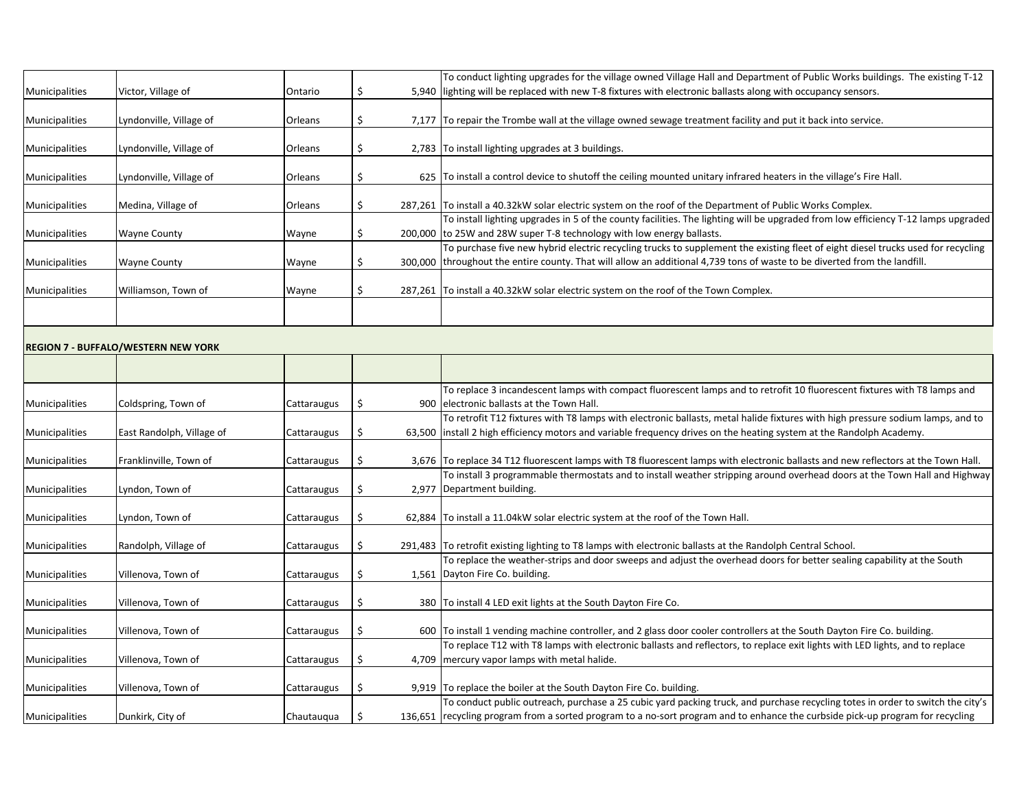| | | | | |
|---|---|---|---|---|
| Municipalities | Victor, Village of | Ontario | $ 5,940 | To conduct lighting upgrades for the village owned Village Hall and Department of Public Works buildings. The existing T-12 lighting will be replaced with new T-8 fixtures with electronic ballasts along with occupancy sensors. |
| Municipalities | Lyndonville, Village of | Orleans | $ 7,177 | To repair the Trombe wall at the village owned sewage treatment facility and put it back into service. |
| Municipalities | Lyndonville, Village of | Orleans | $ 2,783 | To install lighting upgrades at 3 buildings. |
| Municipalities | Lyndonville, Village of | Orleans | $ 625 | To install a control device to shutoff the ceiling mounted unitary infrared heaters in the village's Fire Hall. |
| Municipalities | Medina, Village of | Orleans | $ 287,261 | To install a 40.32kW solar electric system on the roof of the Department of Public Works Complex. |
| Municipalities | Wayne County | Wayne | $ 200,000 | To install lighting upgrades in 5 of the county facilities. The lighting will be upgraded from low efficiency T-12 lamps upgraded to 25W and 28W super T-8 technology with low energy ballasts. |
| Municipalities | Wayne County | Wayne | $ 300,000 | To purchase five new hybrid electric recycling trucks to supplement the existing fleet of eight diesel trucks used for recycling throughout the entire county. That will allow an additional 4,739 tons of waste to be diverted from the landfill. |
| Municipalities | Williamson, Town of | Wayne | $ 287,261 | To install a 40.32kW solar electric system on the roof of the Town Complex. |

**REGION 7 - BUFFALO/WESTERN NEW YORK**

| | | | | |
|---|---|---|---|---|
| Municipalities | Coldspring, Town of | Cattaraugus | $ 900 | To replace 3 incandescent lamps with compact fluorescent lamps and to retrofit 10 fluorescent fixtures with T8 lamps and electronic ballasts at the Town Hall. |
| Municipalities | East Randolph, Village of | Cattaraugus | $ 63,500 | To retrofit T12 fixtures with T8 lamps with electronic ballasts, metal halide fixtures with high pressure sodium lamps, and to install 2 high efficiency motors and variable frequency drives on the heating system at the Randolph Academy. |
| Municipalities | Franklinville, Town of | Cattaraugus | $ 3,676 | To replace 34 T12 fluorescent lamps with T8 fluorescent lamps with electronic ballasts and new reflectors at the Town Hall. |
| Municipalities | Lyndon, Town of | Cattaraugus | $ 2,977 | To install 3 programmable thermostats and to install weather stripping around overhead doors at the Town Hall and Highway Department building. |
| Municipalities | Lyndon, Town of | Cattaraugus | $ 62,884 | To install a 11.04kW solar electric system at the roof of the Town Hall. |
| Municipalities | Randolph, Village of | Cattaraugus | $ 291,483 | To retrofit existing lighting to T8 lamps with electronic ballasts at the Randolph Central School. |
| Municipalities | Villenova, Town of | Cattaraugus | $ 1,561 | To replace the weather-strips and door sweeps and adjust the overhead doors for better sealing capability at the South Dayton Fire Co. building. |
| Municipalities | Villenova, Town of | Cattaraugus | $ 380 | To install 4 LED exit lights at the South Dayton Fire Co. |
| Municipalities | Villenova, Town of | Cattaraugus | $ 600 | To install 1 vending machine controller, and 2 glass door cooler controllers at the South Dayton Fire Co. building. |
| Municipalities | Villenova, Town of | Cattaraugus | $ 4,709 | To replace T12 with T8 lamps with electronic ballasts and reflectors, to replace exit lights with LED lights, and to replace mercury vapor lamps with metal halide. |
| Municipalities | Villenova, Town of | Cattaraugus | $ 9,919 | To replace the boiler at the South Dayton Fire Co. building. |
| Municipalities | Dunkirk, City of | Chautauqua | $ 136,651 | To conduct public outreach, purchase a 25 cubic yard packing truck, and purchase recycling totes in order to switch the city's recycling program from a sorted program to a no-sort program and to enhance the curbside pick-up program for recycling |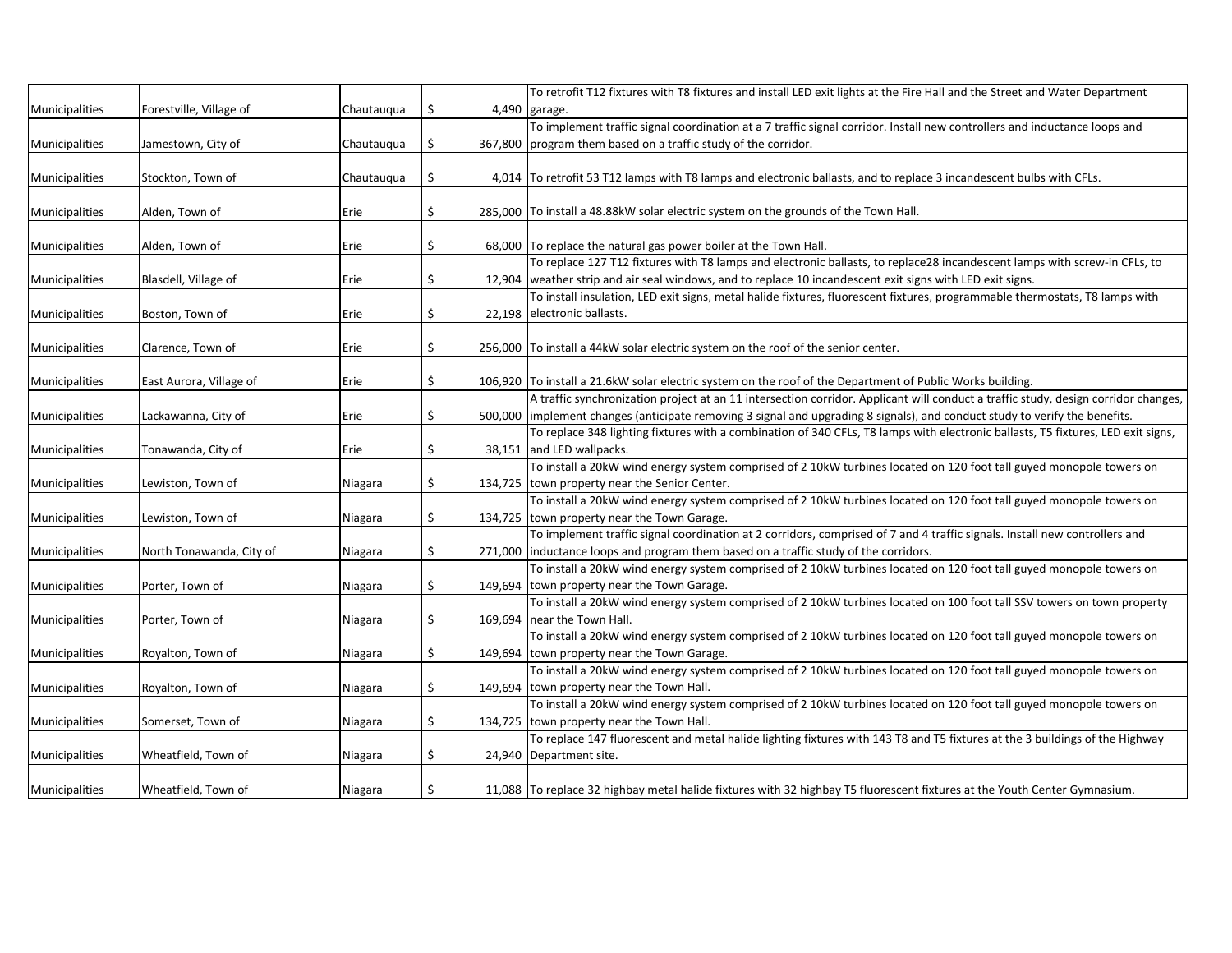| | | | | |
|---|---|---|---|---|
| Municipalities | Forestville, Village of | Chautauqua | $ 4,490 | To retrofit T12 fixtures with T8 fixtures and install LED exit lights at the Fire Hall and the Street and Water Department garage. |
| Municipalities | Jamestown, City of | Chautauqua | $ 367,800 | To implement traffic signal coordination at a 7 traffic signal corridor. Install new controllers and inductance loops and program them based on a traffic study of the corridor. |
| Municipalities | Stockton, Town of | Chautauqua | $ 4,014 | To retrofit 53 T12 lamps with T8 lamps and electronic ballasts, and to replace 3 incandescent bulbs with CFLs. |
| Municipalities | Alden, Town of | Erie | $ 285,000 | To install a 48.88kW solar electric system on the grounds of the Town Hall. |
| Municipalities | Alden, Town of | Erie | $ 68,000 | To replace the natural gas power boiler at the Town Hall. |
| Municipalities | Blasdell, Village of | Erie | $ 12,904 | To replace 127 T12 fixtures with T8 lamps and electronic ballasts, to replace28 incandescent lamps with screw-in CFLs, to weather strip and air seal windows, and to replace 10 incandescent exit signs with LED exit signs. |
| Municipalities | Boston, Town of | Erie | $ 22,198 | To install insulation, LED exit signs, metal halide fixtures, fluorescent fixtures, programmable thermostats, T8 lamps with electronic ballasts. |
| Municipalities | Clarence, Town of | Erie | $ 256,000 | To install a 44kW solar electric system on the roof of the senior center. |
| Municipalities | East Aurora, Village of | Erie | $ 106,920 | To install a 21.6kW solar electric system on the roof of the Department of Public Works building. |
| Municipalities | Lackawanna, City of | Erie | $ 500,000 | A traffic synchronization project at an 11 intersection corridor. Applicant will conduct a traffic study, design corridor changes, implement changes (anticipate removing 3 signal and upgrading 8 signals), and conduct study to verify the benefits. |
| Municipalities | Tonawanda, City of | Erie | $ 38,151 | To replace 348 lighting fixtures with a combination of 340 CFLs, T8 lamps with electronic ballasts, T5 fixtures, LED exit signs, and LED wallpacks. |
| Municipalities | Lewiston, Town of | Niagara | $ 134,725 | To install a 20kW wind energy system comprised of 2 10kW turbines located on 120 foot tall guyed monopole towers on town property near the Senior Center. |
| Municipalities | Lewiston, Town of | Niagara | $ 134,725 | To install a 20kW wind energy system comprised of 2 10kW turbines located on 120 foot tall guyed monopole towers on town property near the Town Garage. |
| Municipalities | North Tonawanda, City of | Niagara | $ 271,000 | To implement traffic signal coordination at 2 corridors, comprised of 7 and 4 traffic signals. Install new controllers and inductance loops and program them based on a traffic study of the corridors. |
| Municipalities | Porter, Town of | Niagara | $ 149,694 | To install a 20kW wind energy system comprised of 2 10kW turbines located on 120 foot tall guyed monopole towers on town property near the Town Garage. |
| Municipalities | Porter, Town of | Niagara | $ 169,694 | To install a 20kW wind energy system comprised of 2 10kW turbines located on 100 foot tall SSV towers on town property near the Town Hall. |
| Municipalities | Royalton, Town of | Niagara | $ 149,694 | To install a 20kW wind energy system comprised of 2 10kW turbines located on 120 foot tall guyed monopole towers on town property near the Town Garage. |
| Municipalities | Royalton, Town of | Niagara | $ 149,694 | To install a 20kW wind energy system comprised of 2 10kW turbines located on 120 foot tall guyed monopole towers on town property near the Town Hall. |
| Municipalities | Somerset, Town of | Niagara | $ 134,725 | To install a 20kW wind energy system comprised of 2 10kW turbines located on 120 foot tall guyed monopole towers on town property near the Town Hall. |
| Municipalities | Wheatfield, Town of | Niagara | $ 24,940 | To replace 147 fluorescent and metal halide lighting fixtures with 143 T8 and T5 fixtures at the 3 buildings of the Highway Department site. |
| Municipalities | Wheatfield, Town of | Niagara | $ 11,088 | To replace 32 highbay metal halide fixtures with 32 highbay T5 fluorescent fixtures at the Youth Center Gymnasium. |